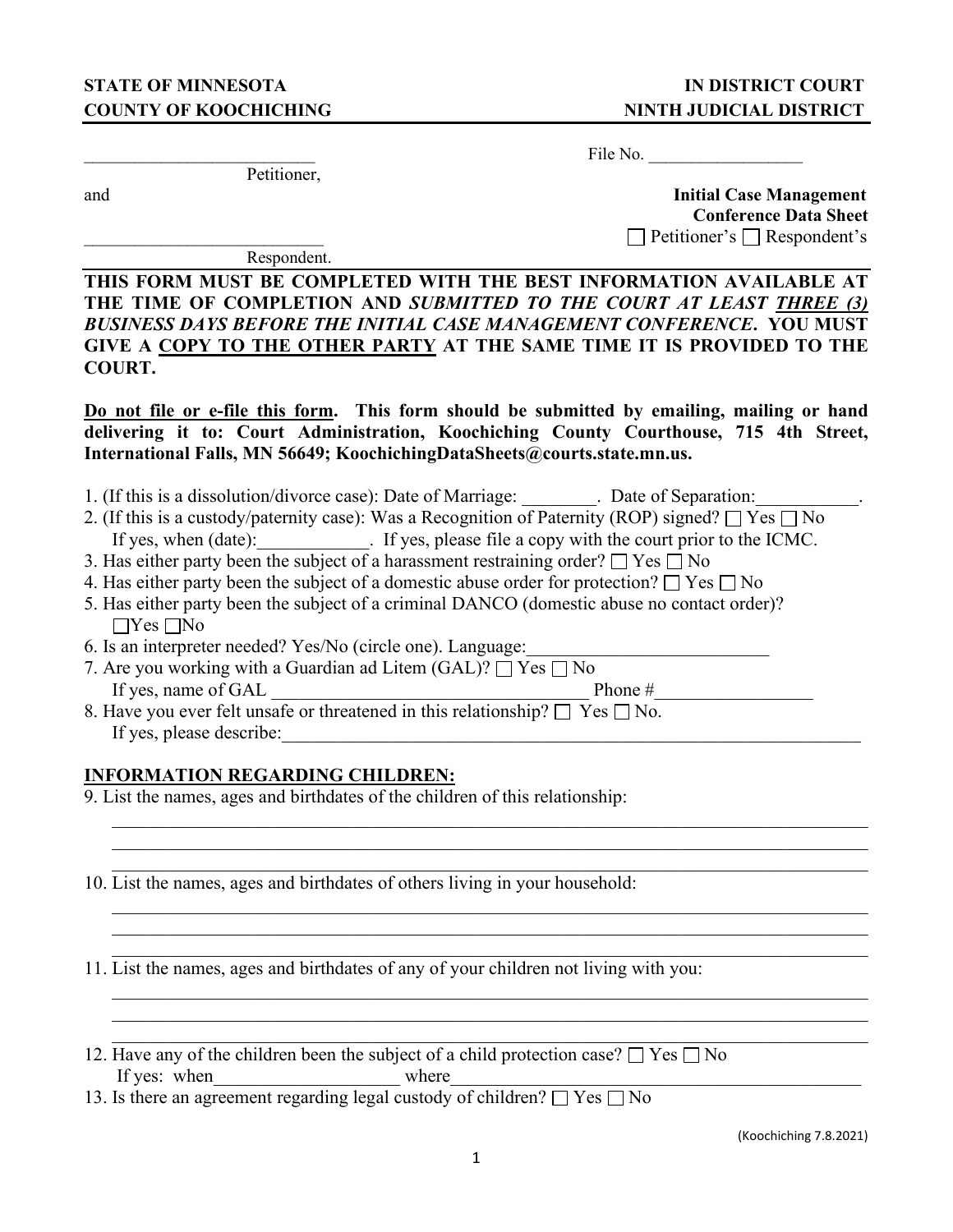**STATE OF MINNESOTA** | **IN DISTRICT COURT**

**COUNTY OF KOOCHICHING** | **NINTH JUDICIAL DISTRICT**

___________________________
Petitioner,

File No. __________________

and

**Initial Case Management Conference Data Sheet**

☐ Petitioner's ☐ Respondent's

___________________________
Respondent.

**THIS FORM MUST BE COMPLETED WITH THE BEST INFORMATION AVAILABLE AT THE TIME OF COMPLETION AND *SUBMITTED TO THE COURT AT LEAST <u>THREE (3)</u> BUSINESS DAYS BEFORE THE INITIAL CASE MANAGEMENT CONFERENCE*. YOU MUST GIVE A <u>COPY TO THE OTHER PARTY</u> AT THE SAME TIME IT IS PROVIDED TO THE COURT.**

**<u>Do not file or e-file this form</u>. This form should be submitted by emailing, mailing or hand delivering it to: Court Administration, Koochiching County Courthouse, 715 4th Street, International Falls, MN 56649; KoochichingDataSheets@courts.state.mn.us.**

1. (If this is a dissolution/divorce case): Date of Marriage: ________. Date of Separation:___________.
2. (If this is a custody/paternity case): Was a Recognition of Paternity (ROP) signed? ☐ Yes ☐ No
   If yes, when (date):____________. If yes, please file a copy with the court prior to the ICMC.
3. Has either party been the subject of a harassment restraining order? ☐ Yes ☐ No
4. Has either party been the subject of a domestic abuse order for protection? ☐ Yes ☐ No
5. Has either party been the subject of a criminal DANCO (domestic abuse no contact order)?
   ☐Yes ☐No
6. Is an interpreter needed? Yes/No (circle one). Language:__________________________
7. Are you working with a Guardian ad Litem (GAL)? ☐ Yes ☐ No
   If yes, name of GAL ___________________________________ Phone #_________________
8. Have you ever felt unsafe or threatened in this relationship? ☐ Yes ☐ No.
   If yes, please describe:_________________________________________________________________

## INFORMATION REGARDING CHILDREN:

9. List the names, ages and birthdates of the children of this relationship:
   ______________________________________________________________________________
   ______________________________________________________________________________
   ______________________________________________________________________________
10. List the names, ages and birthdates of others living in your household:
    ______________________________________________________________________________
    ______________________________________________________________________________
    ______________________________________________________________________________
11. List the names, ages and birthdates of any of your children not living with you:
    ______________________________________________________________________________
    ______________________________________________________________________________
    ______________________________________________________________________________
12. Have any of the children been the subject of a child protection case? ☐ Yes ☐ No
    If yes: when___________________ where___________________________________________
13. Is there an agreement regarding legal custody of children? ☐ Yes ☐ No

(Koochiching 7.8.2021)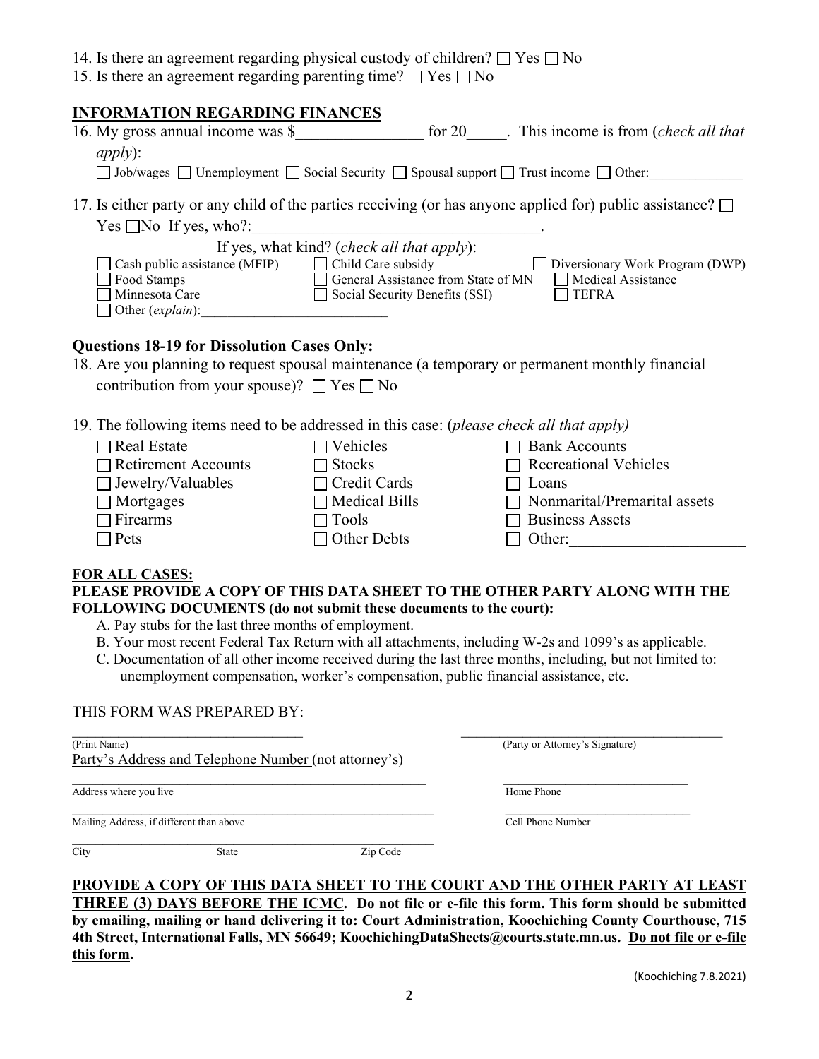14. Is there an agreement regarding physical custody of children? ☐ Yes ☐ No
15. Is there an agreement regarding parenting time? ☐ Yes ☐ No

## INFORMATION REGARDING FINANCES

16. My gross annual income was $________________ for 20_____. This income is from (*check all that apply*):

☐ Job/wages ☐ Unemployment ☐ Social Security ☐ Spousal support ☐ Trust income ☐ Other:_____________

17. Is either party or any child of the parties receiving (or has anyone applied for) public assistance? ☐ Yes ☐No If yes, who?:____________________________________.

If yes, what kind? (*check all that apply*):

| | | |
|---|---|---|
| ☐ Cash public assistance (MFIP) | ☐ Child Care subsidy | ☐ Diversionary Work Program (DWP) |
| ☐ Food Stamps | ☐ General Assistance from State of MN | ☐ Medical Assistance |
| ☐ Minnesota Care | ☐ Social Security Benefits (SSI) | ☐ TEFRA |
| ☐ Other (*explain*):___________________________ | | |

### Questions 18-19 for Dissolution Cases Only:

18. Are you planning to request spousal maintenance (a temporary or permanent monthly financial contribution from your spouse)? ☐ Yes ☐ No

19. The following items need to be addressed in this case: (*please check all that apply)*

| | | |
|---|---|---|
| ☐ Real Estate | ☐ Vehicles | ☐ Bank Accounts |
| ☐ Retirement Accounts | ☐ Stocks | ☐ Recreational Vehicles |
| ☐ Jewelry/Valuables | ☐ Credit Cards | ☐ Loans |
| ☐ Mortgages | ☐ Medical Bills | ☐ Nonmarital/Premarital assets |
| ☐ Firearms | ☐ Tools | ☐ Business Assets |
| ☐ Pets | ☐ Other Debts | ☐ Other:_____________________ |

**FOR ALL CASES:**

**PLEASE PROVIDE A COPY OF THIS DATA SHEET TO THE OTHER PARTY ALONG WITH THE FOLLOWING DOCUMENTS (do not submit these documents to the court):**

A. Pay stubs for the last three months of employment.
B. Your most recent Federal Tax Return with all attachments, including W-2s and 1099's as applicable.
C. Documentation of all other income received during the last three months, including, but not limited to: unemployment compensation, worker's compensation, public financial assistance, etc.

THIS FORM WAS PREPARED BY:

_______________________________ _______________________________
(Print Name) (Party or Attorney's Signature)

Party's Address and Telephone Number (not attorney's)

_______________________________________________ ___________________________
Address where you live Home Phone

_______________________________________________ ___________________________
Mailing Address, if different than above Cell Phone Number

_______________________________________________
City State Zip Code

**PROVIDE A COPY OF THIS DATA SHEET TO THE COURT AND THE OTHER PARTY AT LEAST THREE (3) DAYS BEFORE THE ICMC. Do not file or e-file this form. This form should be submitted by emailing, mailing or hand delivering it to: Court Administration, Koochiching County Courthouse, 715 4th Street, International Falls, MN 56649; KoochichingDataSheets@courts.state.mn.us. Do not file or e-file this form.**

(Koochiching 7.8.2021)